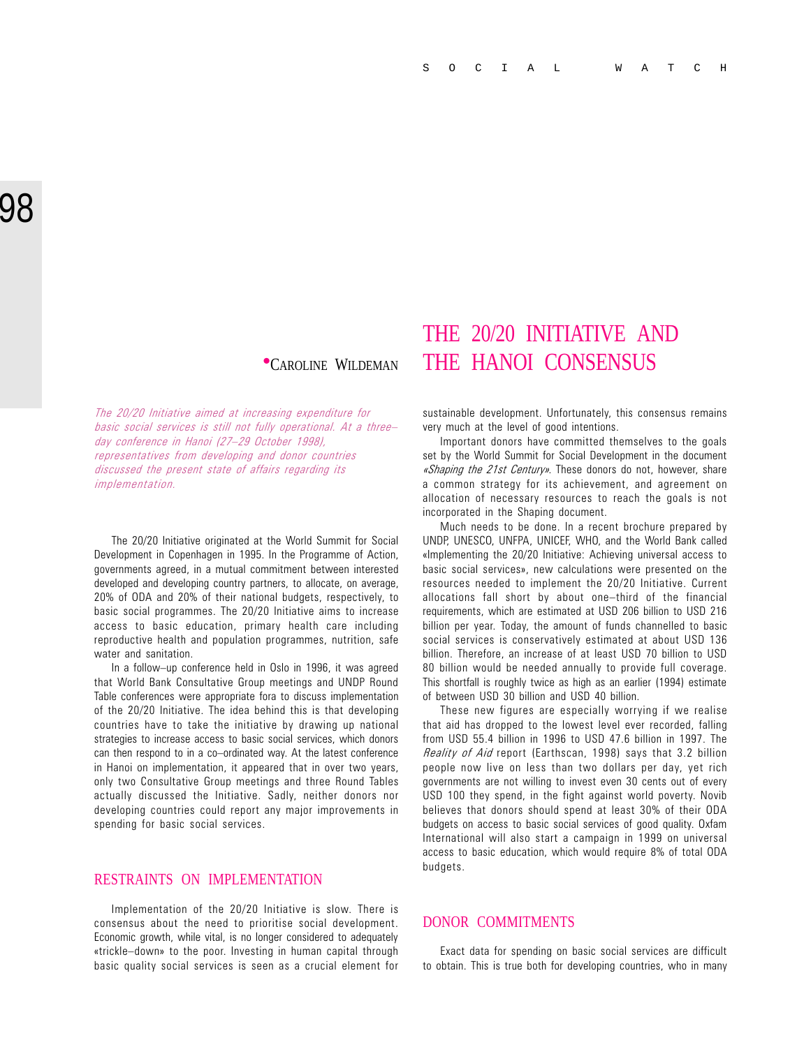# THE 20/20 INITIATIVE AND THE HANOI CONSENSUS

•CAROLINE WILDEMAN

*The 20/20 Initiative aimed at increasing expenditure for basic social services is still not fully operational. At a three–day conference in Hanoi (27–29 October 1998), representatives from developing and donor countries discussed the present state of affairs regarding its implementation.*

The 20/20 Initiative originated at the World Summit for Social Development in Copenhagen in 1995. In the Programme of Action, governments agreed, in a mutual commitment between interested developed and developing country partners, to allocate, on average, 20% of ODA and 20% of their national budgets, respectively, to basic social programmes. The 20/20 Initiative aims to increase access to basic education, primary health care including reproductive health and population programmes, nutrition, safe water and sanitation.

In a follow–up conference held in Oslo in 1996, it was agreed that World Bank Consultative Group meetings and UNDP Round Table conferences were appropriate fora to discuss implementation of the 20/20 Initiative. The idea behind this is that developing countries have to take the initiative by drawing up national strategies to increase access to basic social services, which donors can then respond to in a co–ordinated way. At the latest conference in Hanoi on implementation, it appeared that in over two years, only two Consultative Group meetings and three Round Tables actually discussed the Initiative. Sadly, neither donors nor developing countries could report any major improvements in spending for basic social services.

## RESTRAINTS ON IMPLEMENTATION

Implementation of the 20/20 Initiative is slow. There is consensus about the need to prioritise social development. Economic growth, while vital, is no longer considered to adequately «trickle–down» to the poor. Investing in human capital through basic quality social services is seen as a crucial element for sustainable development. Unfortunately, this consensus remains very much at the level of good intentions.

Important donors have committed themselves to the goals set by the World Summit for Social Development in the document *«Shaping the 21st Century»*. These donors do not, however, share a common strategy for its achievement, and agreement on allocation of necessary resources to reach the goals is not incorporated in the Shaping document.

Much needs to be done. In a recent brochure prepared by UNDP, UNESCO, UNFPA, UNICEF, WHO, and the World Bank called «Implementing the 20/20 Initiative: Achieving universal access to basic social services», new calculations were presented on the resources needed to implement the 20/20 Initiative. Current allocations fall short by about one–third of the financial requirements, which are estimated at USD 206 billion to USD 216 billion per year. Today, the amount of funds channelled to basic social services is conservatively estimated at about USD 136 billion. Therefore, an increase of at least USD 70 billion to USD 80 billion would be needed annually to provide full coverage. This shortfall is roughly twice as high as an earlier (1994) estimate of between USD 30 billion and USD 40 billion.

These new figures are especially worrying if we realise that aid has dropped to the lowest level ever recorded, falling from USD 55.4 billion in 1996 to USD 47.6 billion in 1997. The *Reality of Aid* report (Earthscan, 1998) says that 3.2 billion people now live on less than two dollars per day, yet rich governments are not willing to invest even 30 cents out of every USD 100 they spend, in the fight against world poverty. Novib believes that donors should spend at least 30% of their ODA budgets on access to basic social services of good quality. Oxfam International will also start a campaign in 1999 on universal access to basic education, which would require 8% of total ODA budgets.

## DONOR COMMITMENTS

Exact data for spending on basic social services are difficult to obtain. This is true both for developing countries, who in many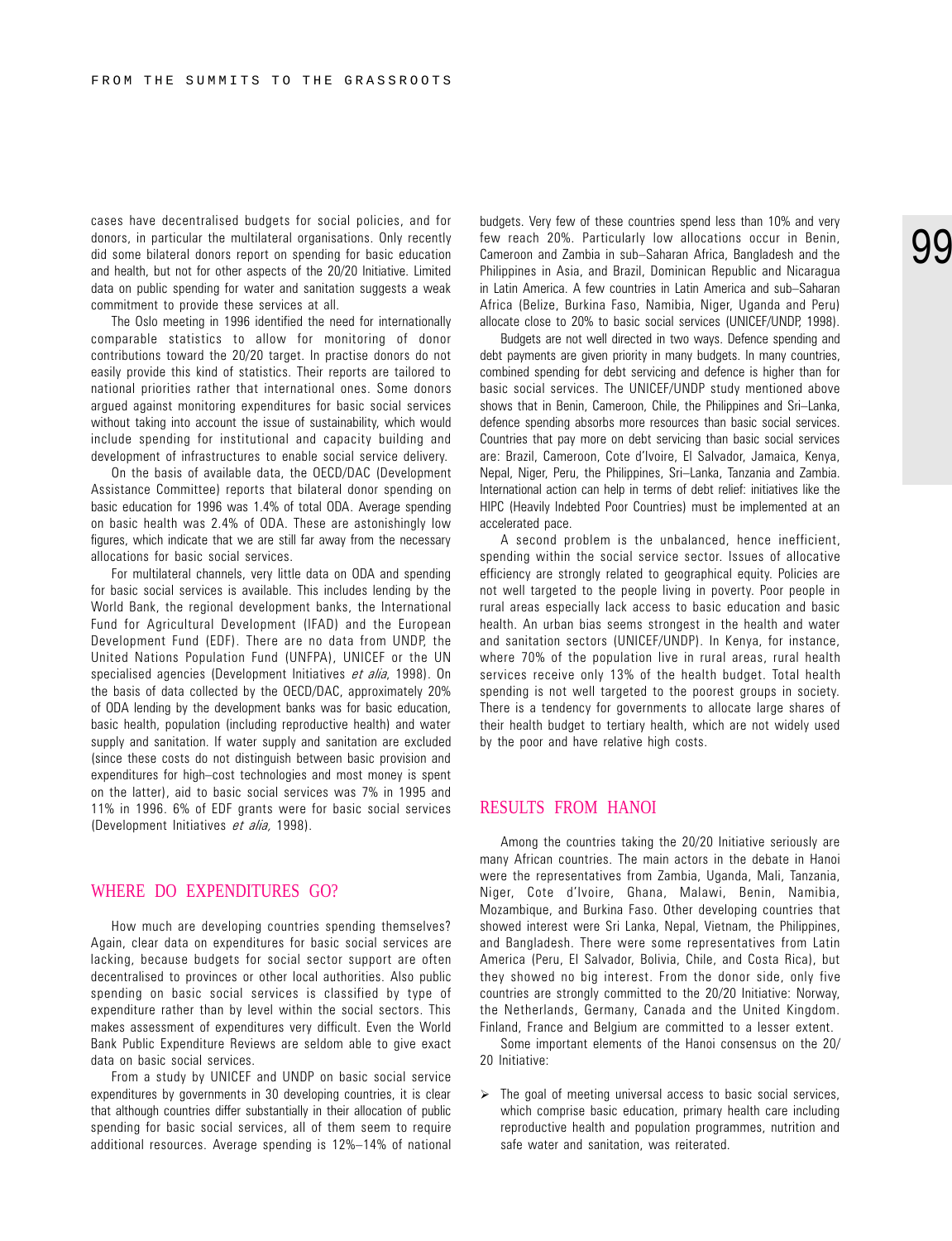cases have decentralised budgets for social policies, and for donors, in particular the multilateral organisations. Only recently did some bilateral donors report on spending for basic education and health, but not for other aspects of the 20/20 Initiative. Limited data on public spending for water and sanitation suggests a weak commitment to provide these services at all.

The Oslo meeting in 1996 identified the need for internationally comparable statistics to allow for monitoring of donor contributions toward the 20/20 target. In practise donors do not easily provide this kind of statistics. Their reports are tailored to national priorities rather that international ones. Some donors argued against monitoring expenditures for basic social services without taking into account the issue of sustainability, which would include spending for institutional and capacity building and development of infrastructures to enable social service delivery.

On the basis of available data, the OECD/DAC (Development Assistance Committee) reports that bilateral donor spending on basic education for 1996 was 1.4% of total ODA. Average spending on basic health was 2.4% of ODA. These are astonishingly low figures, which indicate that we are still far away from the necessary allocations for basic social services.

For multilateral channels, very little data on ODA and spending for basic social services is available. This includes lending by the World Bank, the regional development banks, the International Fund for Agricultural Development (IFAD) and the European Development Fund (EDF). There are no data from UNDP, the United Nations Population Fund (UNFPA), UNICEF or the UN specialised agencies (Development Initiatives *et alia*, 1998). On the basis of data collected by the OECD/DAC, approximately 20% of ODA lending by the development banks was for basic education, basic health, population (including reproductive health) and water supply and sanitation. If water supply and sanitation are excluded (since these costs do not distinguish between basic provision and expenditures for high–cost technologies and most money is spent on the latter), aid to basic social services was 7% in 1995 and 11% in 1996. 6% of EDF grants were for basic social services (Development Initiatives *et alia,* 1998).

## WHERE DO EXPENDITURES GO?

How much are developing countries spending themselves? Again, clear data on expenditures for basic social services are lacking, because budgets for social sector support are often decentralised to provinces or other local authorities. Also public spending on basic social services is classified by type of expenditure rather than by level within the social sectors. This makes assessment of expenditures very difficult. Even the World Bank Public Expenditure Reviews are seldom able to give exact data on basic social services.

From a study by UNICEF and UNDP on basic social service expenditures by governments in 30 developing countries, it is clear that although countries differ substantially in their allocation of public spending for basic social services, all of them seem to require additional resources. Average spending is 12%–14% of national budgets. Very few of these countries spend less than 10% and very few reach 20%. Particularly low allocations occur in Benin, Cameroon and Zambia in sub–Saharan Africa, Bangladesh and the Philippines in Asia, and Brazil, Dominican Republic and Nicaragua in Latin America. A few countries in Latin America and sub–Saharan Africa (Belize, Burkina Faso, Namibia, Niger, Uganda and Peru) allocate close to 20% to basic social services (UNICEF/UNDP, 1998).

Budgets are not well directed in two ways. Defence spending and debt payments are given priority in many budgets. In many countries, combined spending for debt servicing and defence is higher than for basic social services. The UNICEF/UNDP study mentioned above shows that in Benin, Cameroon, Chile, the Philippines and Sri–Lanka, defence spending absorbs more resources than basic social services. Countries that pay more on debt servicing than basic social services are: Brazil, Cameroon, Cote d'Ivoire, El Salvador, Jamaica, Kenya, Nepal, Niger, Peru, the Philippines, Sri–Lanka, Tanzania and Zambia. International action can help in terms of debt relief: initiatives like the HIPC (Heavily Indebted Poor Countries) must be implemented at an accelerated pace.

A second problem is the unbalanced, hence inefficient, spending within the social service sector. Issues of allocative efficiency are strongly related to geographical equity. Policies are not well targeted to the people living in poverty. Poor people in rural areas especially lack access to basic education and basic health. An urban bias seems strongest in the health and water and sanitation sectors (UNICEF/UNDP). In Kenya, for instance, where 70% of the population live in rural areas, rural health services receive only 13% of the health budget. Total health spending is not well targeted to the poorest groups in society. There is a tendency for governments to allocate large shares of their health budget to tertiary health, which are not widely used by the poor and have relative high costs.

## RESULTS FROM HANOI

Among the countries taking the 20/20 Initiative seriously are many African countries. The main actors in the debate in Hanoi were the representatives from Zambia, Uganda, Mali, Tanzania, Niger, Cote d'Ivoire, Ghana, Malawi, Benin, Namibia, Mozambique, and Burkina Faso. Other developing countries that showed interest were Sri Lanka, Nepal, Vietnam, the Philippines, and Bangladesh. There were some representatives from Latin America (Peru, El Salvador, Bolivia, Chile, and Costa Rica), but they showed no big interest. From the donor side, only five countries are strongly committed to the 20/20 Initiative: Norway, the Netherlands, Germany, Canada and the United Kingdom. Finland, France and Belgium are committed to a lesser extent.

Some important elements of the Hanoi consensus on the 20/20 Initiative:

- The goal of meeting universal access to basic social services, which comprise basic education, primary health care including reproductive health and population programmes, nutrition and safe water and sanitation, was reiterated.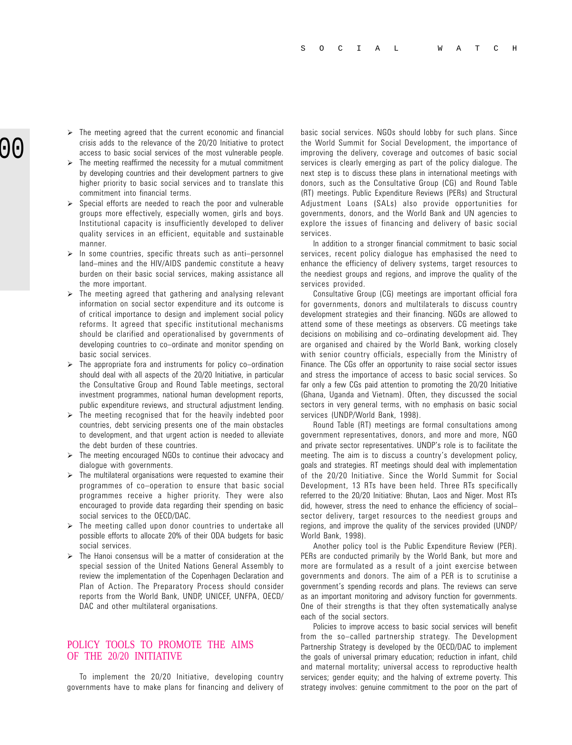- The meeting agreed that the current economic and financial crisis adds to the relevance of the 20/20 Initiative to protect access to basic social services of the most vulnerable people.
- The meeting reaffirmed the necessity for a mutual commitment by developing countries and their development partners to give higher priority to basic social services and to translate this commitment into financial terms.
- Special efforts are needed to reach the poor and vulnerable groups more effectively, especially women, girls and boys. Institutional capacity is insufficiently developed to deliver quality services in an efficient, equitable and sustainable manner.
- In some countries, specific threats such as anti–personnel land–mines and the HIV/AIDS pandemic constitute a heavy burden on their basic social services, making assistance all the more important.
- The meeting agreed that gathering and analysing relevant information on social sector expenditure and its outcome is of critical importance to design and implement social policy reforms. It agreed that specific institutional mechanisms should be clarified and operationalised by governments of developing countries to co–ordinate and monitor spending on basic social services.
- The appropriate fora and instruments for policy co–ordination should deal with all aspects of the 20/20 Initiative, in particular the Consultative Group and Round Table meetings, sectoral investment programmes, national human development reports, public expenditure reviews, and structural adjustment lending.
- The meeting recognised that for the heavily indebted poor countries, debt servicing presents one of the main obstacles to development, and that urgent action is needed to alleviate the debt burden of these countries.
- The meeting encouraged NGOs to continue their advocacy and dialogue with governments.
- The multilateral organisations were requested to examine their programmes of co–operation to ensure that basic social programmes receive a higher priority. They were also encouraged to provide data regarding their spending on basic social services to the OECD/DAC.
- The meeting called upon donor countries to undertake all possible efforts to allocate 20% of their ODA budgets for basic social services.
- The Hanoi consensus will be a matter of consideration at the special session of the United Nations General Assembly to review the implementation of the Copenhagen Declaration and Plan of Action. The Preparatory Process should consider reports from the World Bank, UNDP, UNICEF, UNFPA, OECD/DAC and other multilateral organisations.

## POLICY TOOLS TO PROMOTE THE AIMS OF THE 20/20 INITIATIVE

To implement the 20/20 Initiative, developing country governments have to make plans for financing and delivery of basic social services. NGOs should lobby for such plans. Since the World Summit for Social Development, the importance of improving the delivery, coverage and outcomes of basic social services is clearly emerging as part of the policy dialogue. The next step is to discuss these plans in international meetings with donors, such as the Consultative Group (CG) and Round Table (RT) meetings. Public Expenditure Reviews (PERs) and Structural Adjustment Loans (SALs) also provide opportunities for governments, donors, and the World Bank and UN agencies to explore the issues of financing and delivery of basic social services.

In addition to a stronger financial commitment to basic social services, recent policy dialogue has emphasised the need to enhance the efficiency of delivery systems, target resources to the neediest groups and regions, and improve the quality of the services provided.

Consultative Group (CG) meetings are important official fora for governments, donors and multilaterals to discuss country development strategies and their financing. NGOs are allowed to attend some of these meetings as observers. CG meetings take decisions on mobilising and co–ordinating development aid. They are organised and chaired by the World Bank, working closely with senior country officials, especially from the Ministry of Finance. The CGs offer an opportunity to raise social sector issues and stress the importance of access to basic social services. So far only a few CGs paid attention to promoting the 20/20 Initiative (Ghana, Uganda and Vietnam). Often, they discussed the social sectors in very general terms, with no emphasis on basic social services (UNDP/World Bank, 1998).

Round Table (RT) meetings are formal consultations among government representatives, donors, and more and more, NGO and private sector representatives. UNDP's role is to facilitate the meeting. The aim is to discuss a country's development policy, goals and strategies. RT meetings should deal with implementation of the 20/20 Initiative. Since the World Summit for Social Development, 13 RTs have been held. Three RTs specifically referred to the 20/20 Initiative: Bhutan, Laos and Niger. Most RTs did, however, stress the need to enhance the efficiency of social–sector delivery, target resources to the neediest groups and regions, and improve the quality of the services provided (UNDP/World Bank, 1998).

Another policy tool is the Public Expenditure Review (PER). PERs are conducted primarily by the World Bank, but more and more are formulated as a result of a joint exercise between governments and donors. The aim of a PER is to scrutinise a government's spending records and plans. The reviews can serve as an important monitoring and advisory function for governments. One of their strengths is that they often systematically analyse each of the social sectors.

Policies to improve access to basic social services will benefit from the so–called partnership strategy. The Development Partnership Strategy is developed by the OECD/DAC to implement the goals of universal primary education; reduction in infant, child and maternal mortality; universal access to reproductive health services; gender equity; and the halving of extreme poverty. This strategy involves: genuine commitment to the poor on the part of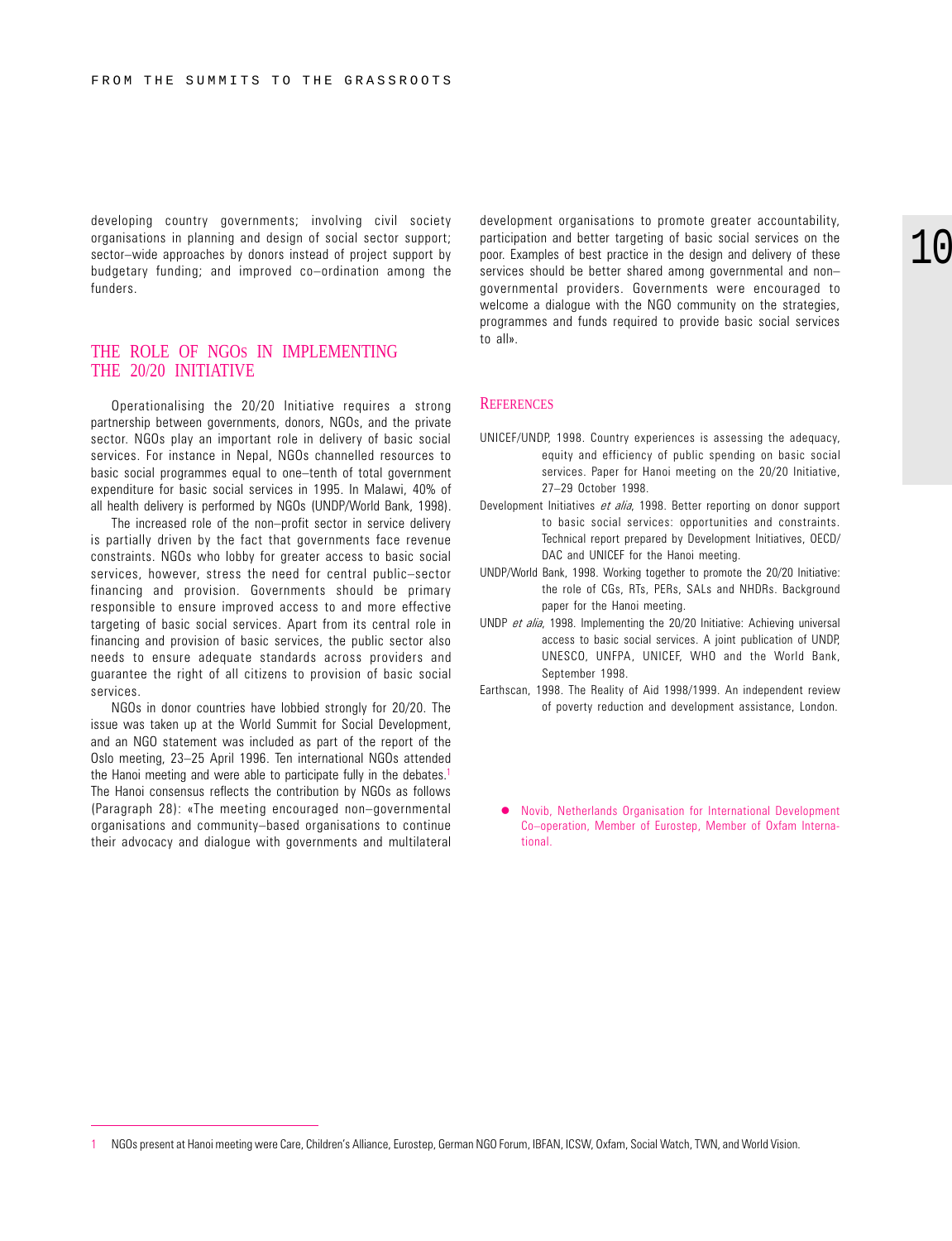developing country governments; involving civil society organisations in planning and design of social sector support; sector–wide approaches by donors instead of project support by budgetary funding; and improved co–ordination among the funders.

## THE ROLE OF NGOs IN IMPLEMENTING THE 20/20 INITIATIVE

Operationalising the 20/20 Initiative requires a strong partnership between governments, donors, NGOs, and the private sector. NGOs play an important role in delivery of basic social services. For instance in Nepal, NGOs channelled resources to basic social programmes equal to one–tenth of total government expenditure for basic social services in 1995. In Malawi, 40% of all health delivery is performed by NGOs (UNDP/World Bank, 1998).

The increased role of the non–profit sector in service delivery is partially driven by the fact that governments face revenue constraints. NGOs who lobby for greater access to basic social services, however, stress the need for central public–sector financing and provision. Governments should be primary responsible to ensure improved access to and more effective targeting of basic social services. Apart from its central role in financing and provision of basic services, the public sector also needs to ensure adequate standards across providers and guarantee the right of all citizens to provision of basic social services.

NGOs in donor countries have lobbied strongly for 20/20. The issue was taken up at the World Summit for Social Development, and an NGO statement was included as part of the report of the Oslo meeting, 23–25 April 1996. Ten international NGOs attended the Hanoi meeting and were able to participate fully in the debates.[1] The Hanoi consensus reflects the contribution by NGOs as follows (Paragraph 28): «The meeting encouraged non–governmental organisations and community–based organisations to continue their advocacy and dialogue with governments and multilateral development organisations to promote greater accountability, participation and better targeting of basic social services on the poor. Examples of best practice in the design and delivery of these services should be better shared among governmental and non–governmental providers. Governments were encouraged to welcome a dialogue with the NGO community on the strategies, programmes and funds required to provide basic social services to all».

## REFERENCES

UNICEF/UNDP, 1998. Country experiences is assessing the adequacy, equity and efficiency of public spending on basic social services. Paper for Hanoi meeting on the 20/20 Initiative, 27–29 October 1998.

Development Initiatives *et alia*, 1998. Better reporting on donor support to basic social services: opportunities and constraints. Technical report prepared by Development Initiatives, OECD/DAC and UNICEF for the Hanoi meeting.

UNDP/World Bank, 1998. Working together to promote the 20/20 Initiative: the role of CGs, RTs, PERs, SALs and NHDRs. Background paper for the Hanoi meeting.

UNDP *et alia*, 1998. Implementing the 20/20 Initiative: Achieving universal access to basic social services. A joint publication of UNDP, UNESCO, UNFPA, UNICEF, WHO and the World Bank, September 1998.

Earthscan, 1998. The Reality of Aid 1998/1999. An independent review of poverty reduction and development assistance, London.

- Novib, Netherlands Organisation for International Development Co–operation, Member of Eurostep, Member of Oxfam International.

---

1 NGOs present at Hanoi meeting were Care, Children's Alliance, Eurostep, German NGO Forum, IBFAN, ICSW, Oxfam, Social Watch, TWN, and World Vision.